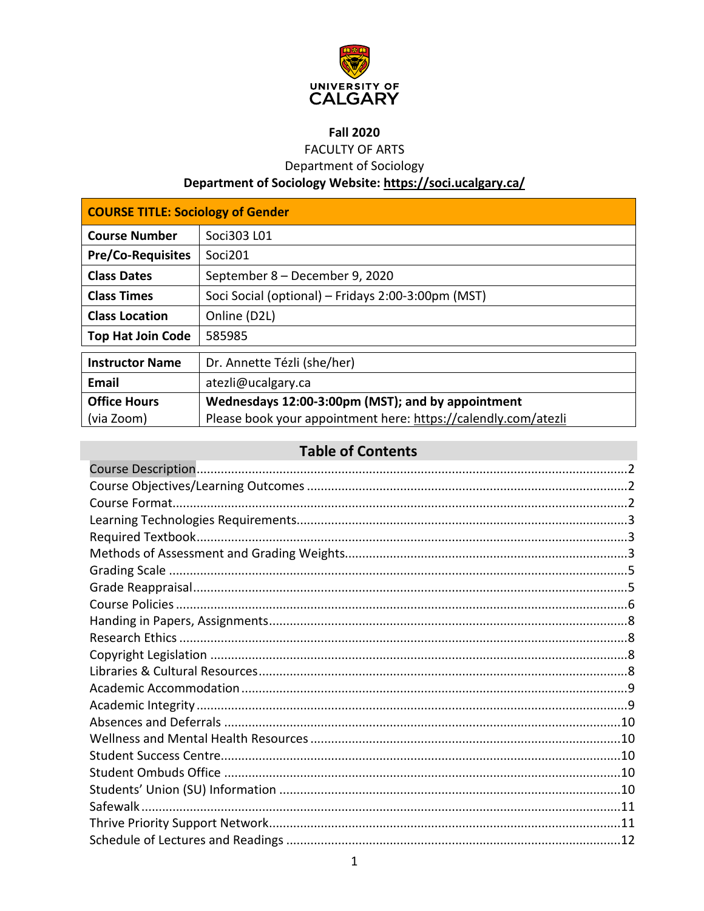UNIVERSITY OF CALGARY

**Fall 2020**

FACULTY OF ARTS

Department of Sociology

**Department of Sociology Website: https://soci.ucalgary.ca/**

| **COURSE TITLE: Sociology of Gender** | |
|---|---|
| **Course Number** | Soci303 L01 |
| **Pre/Co-Requisites** | Soci201 |
| **Class Dates** | September 8 – December 9, 2020 |
| **Class Times** | Soci Social (optional) – Fridays 2:00-3:00pm (MST) |
| **Class Location** | Online (D2L) |
| **Top Hat Join Code** | 585985 |

| | |
|---|---|
| **Instructor Name** | Dr. Annette Tézli (she/her) |
| **Email** | atezli@ucalgary.ca |
| **Office Hours** (via Zoom) | **Wednesdays 12:00-3:00pm (MST); and by appointment** Please book your appointment here: https://calendly.com/atezli |

## Table of Contents

- Course Description ... 2
- Course Objectives/Learning Outcomes ... 2
- Course Format ... 2
- Learning Technologies Requirements ... 3
- Required Textbook ... 3
- Methods of Assessment and Grading Weights ... 3
- Grading Scale ... 5
- Grade Reappraisal ... 5
- Course Policies ... 6
- Handing in Papers, Assignments ... 8
- Research Ethics ... 8
- Copyright Legislation ... 8
- Libraries & Cultural Resources ... 8
- Academic Accommodation ... 9
- Academic Integrity ... 9
- Absences and Deferrals ... 10
- Wellness and Mental Health Resources ... 10
- Student Success Centre ... 10
- Student Ombuds Office ... 10
- Students' Union (SU) Information ... 10
- Safewalk ... 11
- Thrive Priority Support Network ... 11
- Schedule of Lectures and Readings ... 12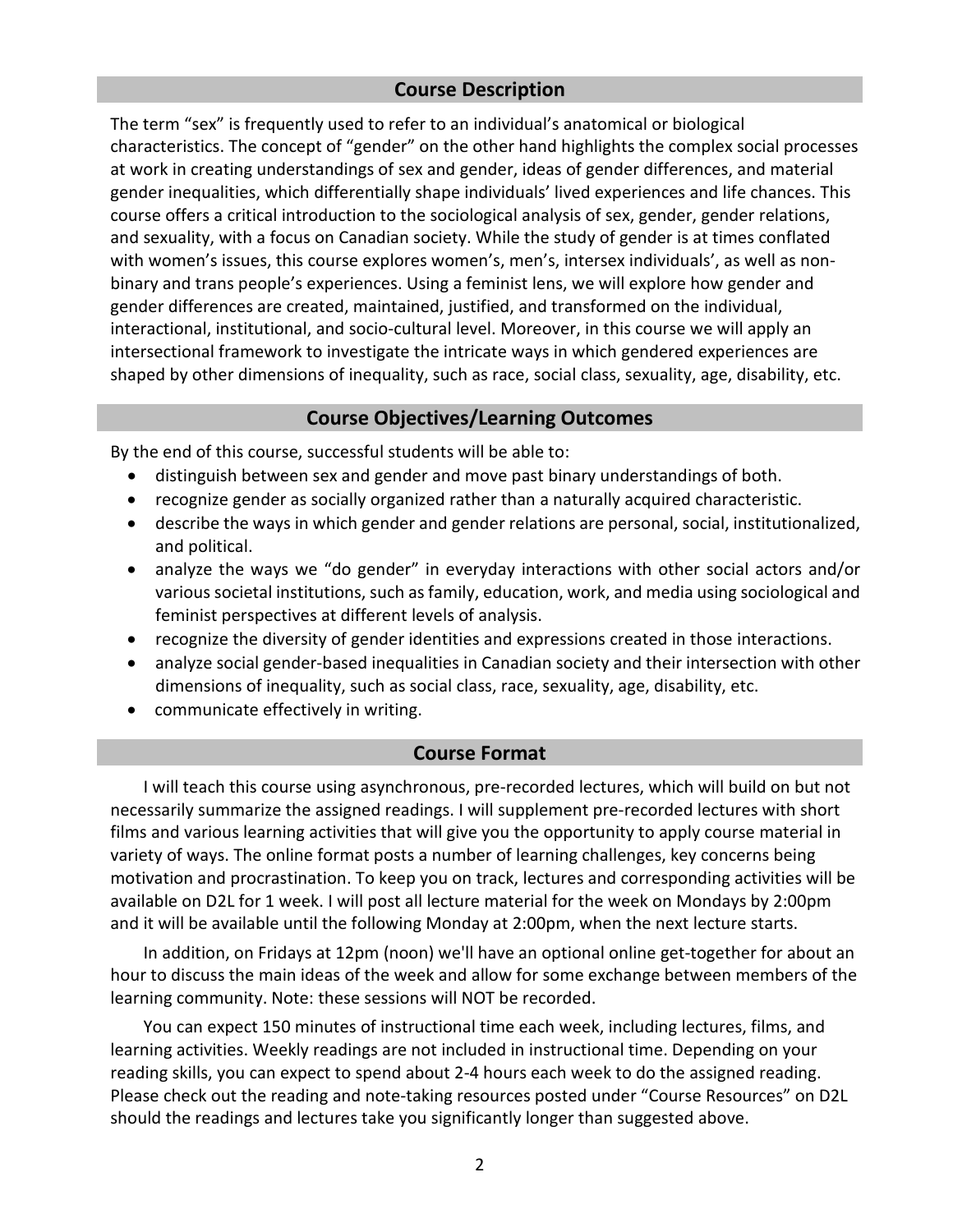## Course Description

The term "sex" is frequently used to refer to an individual's anatomical or biological characteristics. The concept of "gender" on the other hand highlights the complex social processes at work in creating understandings of sex and gender, ideas of gender differences, and material gender inequalities, which differentially shape individuals' lived experiences and life chances. This course offers a critical introduction to the sociological analysis of sex, gender, gender relations, and sexuality, with a focus on Canadian society. While the study of gender is at times conflated with women's issues, this course explores women's, men's, intersex individuals', as well as non-binary and trans people's experiences. Using a feminist lens, we will explore how gender and gender differences are created, maintained, justified, and transformed on the individual, interactional, institutional, and socio-cultural level. Moreover, in this course we will apply an intersectional framework to investigate the intricate ways in which gendered experiences are shaped by other dimensions of inequality, such as race, social class, sexuality, age, disability, etc.

## Course Objectives/Learning Outcomes

By the end of this course, successful students will be able to:

- distinguish between sex and gender and move past binary understandings of both.
- recognize gender as socially organized rather than a naturally acquired characteristic.
- describe the ways in which gender and gender relations are personal, social, institutionalized, and political.
- analyze the ways we "do gender" in everyday interactions with other social actors and/or various societal institutions, such as family, education, work, and media using sociological and feminist perspectives at different levels of analysis.
- recognize the diversity of gender identities and expressions created in those interactions.
- analyze social gender-based inequalities in Canadian society and their intersection with other dimensions of inequality, such as social class, race, sexuality, age, disability, etc.
- communicate effectively in writing.

## Course Format

I will teach this course using asynchronous, pre-recorded lectures, which will build on but not necessarily summarize the assigned readings. I will supplement pre-recorded lectures with short films and various learning activities that will give you the opportunity to apply course material in variety of ways. The online format posts a number of learning challenges, key concerns being motivation and procrastination. To keep you on track, lectures and corresponding activities will be available on D2L for 1 week. I will post all lecture material for the week on Mondays by 2:00pm and it will be available until the following Monday at 2:00pm, when the next lecture starts.

In addition, on Fridays at 12pm (noon) we'll have an optional online get-together for about an hour to discuss the main ideas of the week and allow for some exchange between members of the learning community. Note: these sessions will NOT be recorded.

You can expect 150 minutes of instructional time each week, including lectures, films, and learning activities. Weekly readings are not included in instructional time. Depending on your reading skills, you can expect to spend about 2-4 hours each week to do the assigned reading. Please check out the reading and note-taking resources posted under "Course Resources" on D2L should the readings and lectures take you significantly longer than suggested above.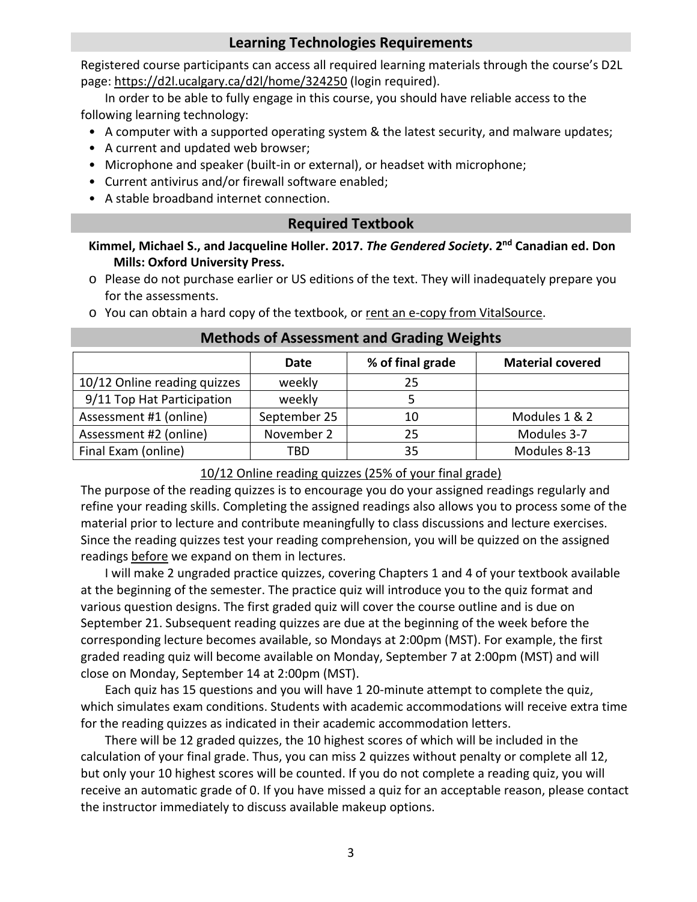## Learning Technologies Requirements

Registered course participants can access all required learning materials through the course's D2L page: https://d2l.ucalgary.ca/d2l/home/324250 (login required).

In order to be able to fully engage in this course, you should have reliable access to the following learning technology:

- A computer with a supported operating system & the latest security, and malware updates;
- A current and updated web browser;
- Microphone and speaker (built-in or external), or headset with microphone;
- Current antivirus and/or firewall software enabled;
- A stable broadband internet connection.

## Required Textbook

**Kimmel, Michael S., and Jacqueline Holler. 2017. *The Gendered Society*. 2nd Canadian ed. Don Mills: Oxford University Press.**

- Please do not purchase earlier or US editions of the text. They will inadequately prepare you for the assessments.
- You can obtain a hard copy of the textbook, or rent an e-copy from VitalSource.

## Methods of Assessment and Grading Weights

| | Date | % of final grade | Material covered |
|---|---|---|---|
| 10/12 Online reading quizzes | weekly | 25 | |
| 9/11 Top Hat Participation | weekly | 5 | |
| Assessment #1 (online) | September 25 | 10 | Modules 1 & 2 |
| Assessment #2 (online) | November 2 | 25 | Modules 3-7 |
| Final Exam (online) | TBD | 35 | Modules 8-13 |

10/12 Online reading quizzes (25% of your final grade)

The purpose of the reading quizzes is to encourage you do your assigned readings regularly and refine your reading skills. Completing the assigned readings also allows you to process some of the material prior to lecture and contribute meaningfully to class discussions and lecture exercises. Since the reading quizzes test your reading comprehension, you will be quizzed on the assigned readings before we expand on them in lectures.

I will make 2 ungraded practice quizzes, covering Chapters 1 and 4 of your textbook available at the beginning of the semester. The practice quiz will introduce you to the quiz format and various question designs. The first graded quiz will cover the course outline and is due on September 21. Subsequent reading quizzes are due at the beginning of the week before the corresponding lecture becomes available, so Mondays at 2:00pm (MST). For example, the first graded reading quiz will become available on Monday, September 7 at 2:00pm (MST) and will close on Monday, September 14 at 2:00pm (MST).

Each quiz has 15 questions and you will have 1 20-minute attempt to complete the quiz, which simulates exam conditions. Students with academic accommodations will receive extra time for the reading quizzes as indicated in their academic accommodation letters.

There will be 12 graded quizzes, the 10 highest scores of which will be included in the calculation of your final grade. Thus, you can miss 2 quizzes without penalty or complete all 12, but only your 10 highest scores will be counted. If you do not complete a reading quiz, you will receive an automatic grade of 0. If you have missed a quiz for an acceptable reason, please contact the instructor immediately to discuss available makeup options.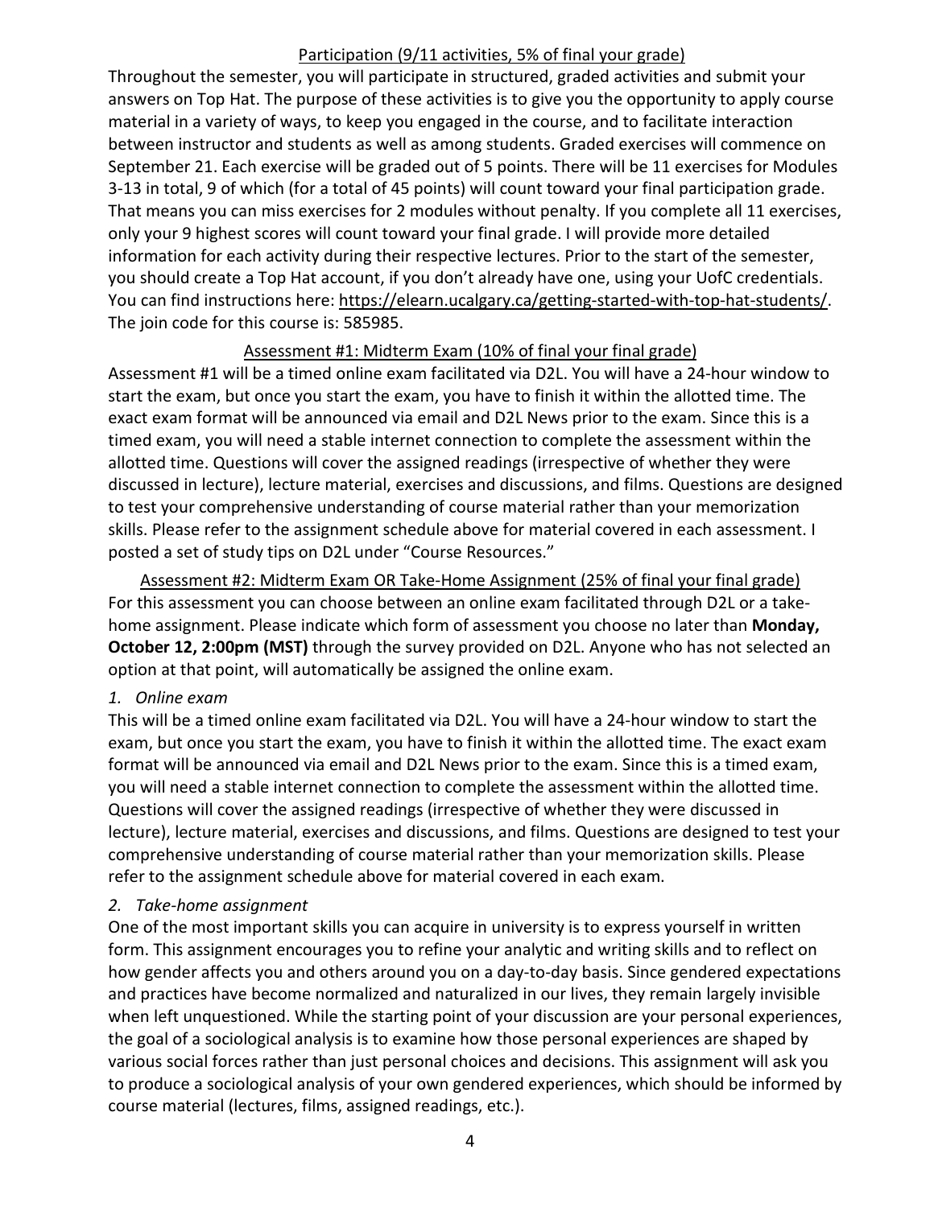## Participation (9/11 activities, 5% of final your grade)

Throughout the semester, you will participate in structured, graded activities and submit your answers on Top Hat. The purpose of these activities is to give you the opportunity to apply course material in a variety of ways, to keep you engaged in the course, and to facilitate interaction between instructor and students as well as among students. Graded exercises will commence on September 21. Each exercise will be graded out of 5 points. There will be 11 exercises for Modules 3-13 in total, 9 of which (for a total of 45 points) will count toward your final participation grade. That means you can miss exercises for 2 modules without penalty. If you complete all 11 exercises, only your 9 highest scores will count toward your final grade. I will provide more detailed information for each activity during their respective lectures. Prior to the start of the semester, you should create a Top Hat account, if you don't already have one, using your UofC credentials. You can find instructions here: https://elearn.ucalgary.ca/getting-started-with-top-hat-students/. The join code for this course is: 585985.

## Assessment #1: Midterm Exam (10% of final your final grade)

Assessment #1 will be a timed online exam facilitated via D2L. You will have a 24-hour window to start the exam, but once you start the exam, you have to finish it within the allotted time. The exact exam format will be announced via email and D2L News prior to the exam. Since this is a timed exam, you will need a stable internet connection to complete the assessment within the allotted time. Questions will cover the assigned readings (irrespective of whether they were discussed in lecture), lecture material, exercises and discussions, and films. Questions are designed to test your comprehensive understanding of course material rather than your memorization skills. Please refer to the assignment schedule above for material covered in each assessment. I posted a set of study tips on D2L under "Course Resources."

## Assessment #2: Midterm Exam OR Take-Home Assignment (25% of final your final grade)

For this assessment you can choose between an online exam facilitated through D2L or a take-home assignment. Please indicate which form of assessment you choose no later than **Monday, October 12, 2:00pm (MST)** through the survey provided on D2L. Anyone who has not selected an option at that point, will automatically be assigned the online exam.

*1. Online exam*

This will be a timed online exam facilitated via D2L. You will have a 24-hour window to start the exam, but once you start the exam, you have to finish it within the allotted time. The exact exam format will be announced via email and D2L News prior to the exam. Since this is a timed exam, you will need a stable internet connection to complete the assessment within the allotted time. Questions will cover the assigned readings (irrespective of whether they were discussed in lecture), lecture material, exercises and discussions, and films. Questions are designed to test your comprehensive understanding of course material rather than your memorization skills. Please refer to the assignment schedule above for material covered in each exam.

*2. Take-home assignment*

One of the most important skills you can acquire in university is to express yourself in written form. This assignment encourages you to refine your analytic and writing skills and to reflect on how gender affects you and others around you on a day-to-day basis. Since gendered expectations and practices have become normalized and naturalized in our lives, they remain largely invisible when left unquestioned. While the starting point of your discussion are your personal experiences, the goal of a sociological analysis is to examine how those personal experiences are shaped by various social forces rather than just personal choices and decisions. This assignment will ask you to produce a sociological analysis of your own gendered experiences, which should be informed by course material (lectures, films, assigned readings, etc.).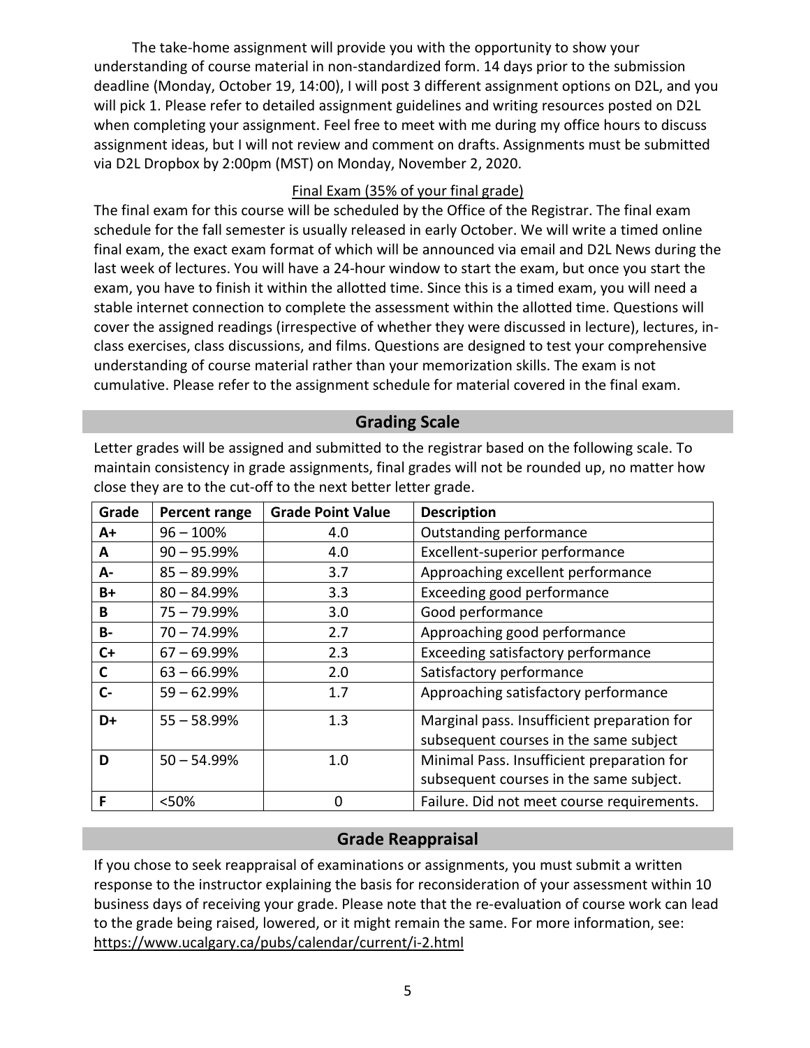The take-home assignment will provide you with the opportunity to show your understanding of course material in non-standardized form. 14 days prior to the submission deadline (Monday, October 19, 14:00), I will post 3 different assignment options on D2L, and you will pick 1. Please refer to detailed assignment guidelines and writing resources posted on D2L when completing your assignment. Feel free to meet with me during my office hours to discuss assignment ideas, but I will not review and comment on drafts. Assignments must be submitted via D2L Dropbox by 2:00pm (MST) on Monday, November 2, 2020.

### Final Exam (35% of your final grade)

The final exam for this course will be scheduled by the Office of the Registrar. The final exam schedule for the fall semester is usually released in early October. We will write a timed online final exam, the exact exam format of which will be announced via email and D2L News during the last week of lectures. You will have a 24-hour window to start the exam, but once you start the exam, you have to finish it within the allotted time. Since this is a timed exam, you will need a stable internet connection to complete the assessment within the allotted time. Questions will cover the assigned readings (irrespective of whether they were discussed in lecture), lectures, in-class exercises, class discussions, and films. Questions are designed to test your comprehensive understanding of course material rather than your memorization skills. The exam is not cumulative. Please refer to the assignment schedule for material covered in the final exam.

## Grading Scale

Letter grades will be assigned and submitted to the registrar based on the following scale. To maintain consistency in grade assignments, final grades will not be rounded up, no matter how close they are to the cut-off to the next better letter grade.

| Grade | Percent range | Grade Point Value | Description |
|---|---|---|---|
| **A+** | 96 – 100% | 4.0 | Outstanding performance |
| **A** | 90 – 95.99% | 4.0 | Excellent-superior performance |
| **A-** | 85 – 89.99% | 3.7 | Approaching excellent performance |
| **B+** | 80 – 84.99% | 3.3 | Exceeding good performance |
| **B** | 75 – 79.99% | 3.0 | Good performance |
| **B-** | 70 – 74.99% | 2.7 | Approaching good performance |
| **C+** | 67 – 69.99% | 2.3 | Exceeding satisfactory performance |
| **C** | 63 – 66.99% | 2.0 | Satisfactory performance |
| **C-** | 59 – 62.99% | 1.7 | Approaching satisfactory performance |
| **D+** | 55 – 58.99% | 1.3 | Marginal pass. Insufficient preparation for subsequent courses in the same subject |
| **D** | 50 – 54.99% | 1.0 | Minimal Pass. Insufficient preparation for subsequent courses in the same subject. |
| **F** | <50% | 0 | Failure. Did not meet course requirements. |

## Grade Reappraisal

If you chose to seek reappraisal of examinations or assignments, you must submit a written response to the instructor explaining the basis for reconsideration of your assessment within 10 business days of receiving your grade. Please note that the re-evaluation of course work can lead to the grade being raised, lowered, or it might remain the same. For more information, see: https://www.ucalgary.ca/pubs/calendar/current/i-2.html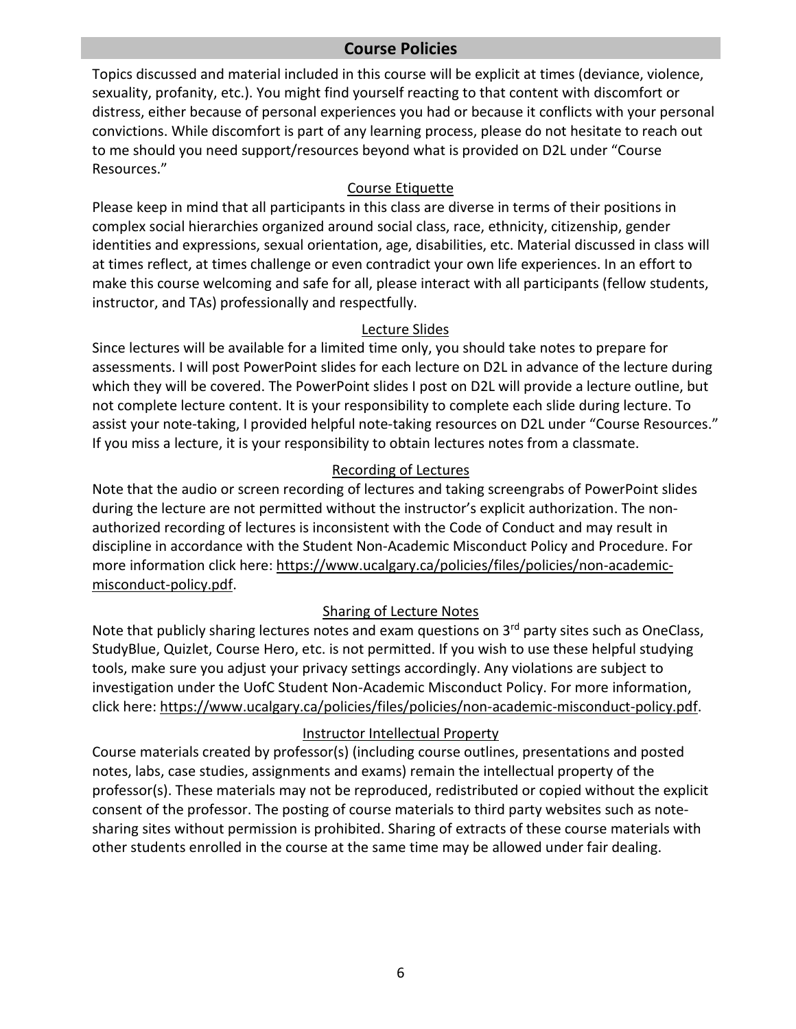## Course Policies

Topics discussed and material included in this course will be explicit at times (deviance, violence, sexuality, profanity, etc.). You might find yourself reacting to that content with discomfort or distress, either because of personal experiences you had or because it conflicts with your personal convictions. While discomfort is part of any learning process, please do not hesitate to reach out to me should you need support/resources beyond what is provided on D2L under "Course Resources."

### Course Etiquette

Please keep in mind that all participants in this class are diverse in terms of their positions in complex social hierarchies organized around social class, race, ethnicity, citizenship, gender identities and expressions, sexual orientation, age, disabilities, etc. Material discussed in class will at times reflect, at times challenge or even contradict your own life experiences. In an effort to make this course welcoming and safe for all, please interact with all participants (fellow students, instructor, and TAs) professionally and respectfully.

### Lecture Slides

Since lectures will be available for a limited time only, you should take notes to prepare for assessments. I will post PowerPoint slides for each lecture on D2L in advance of the lecture during which they will be covered. The PowerPoint slides I post on D2L will provide a lecture outline, but not complete lecture content. It is your responsibility to complete each slide during lecture. To assist your note-taking, I provided helpful note-taking resources on D2L under "Course Resources." If you miss a lecture, it is your responsibility to obtain lectures notes from a classmate.

### Recording of Lectures

Note that the audio or screen recording of lectures and taking screengrabs of PowerPoint slides during the lecture are not permitted without the instructor's explicit authorization. The non-authorized recording of lectures is inconsistent with the Code of Conduct and may result in discipline in accordance with the Student Non-Academic Misconduct Policy and Procedure. For more information click here: https://www.ucalgary.ca/policies/files/policies/non-academic-misconduct-policy.pdf.

### Sharing of Lecture Notes

Note that publicly sharing lectures notes and exam questions on 3rd party sites such as OneClass, StudyBlue, Quizlet, Course Hero, etc. is not permitted. If you wish to use these helpful studying tools, make sure you adjust your privacy settings accordingly. Any violations are subject to investigation under the UofC Student Non-Academic Misconduct Policy. For more information, click here: https://www.ucalgary.ca/policies/files/policies/non-academic-misconduct-policy.pdf.

### Instructor Intellectual Property

Course materials created by professor(s) (including course outlines, presentations and posted notes, labs, case studies, assignments and exams) remain the intellectual property of the professor(s). These materials may not be reproduced, redistributed or copied without the explicit consent of the professor. The posting of course materials to third party websites such as note-sharing sites without permission is prohibited. Sharing of extracts of these course materials with other students enrolled in the course at the same time may be allowed under fair dealing.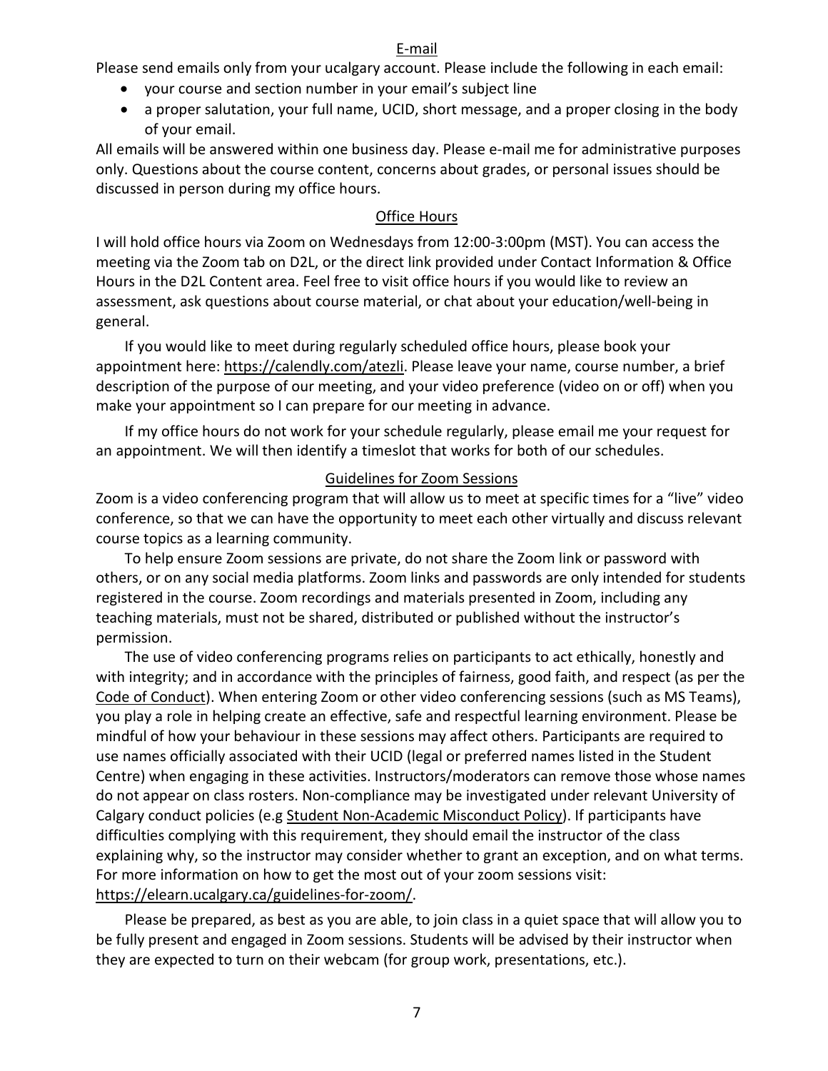## E-mail

Please send emails only from your ucalgary account. Please include the following in each email:

- your course and section number in your email's subject line
- a proper salutation, your full name, UCID, short message, and a proper closing in the body of your email.

All emails will be answered within one business day. Please e-mail me for administrative purposes only. Questions about the course content, concerns about grades, or personal issues should be discussed in person during my office hours.

## Office Hours

I will hold office hours via Zoom on Wednesdays from 12:00-3:00pm (MST). You can access the meeting via the Zoom tab on D2L, or the direct link provided under Contact Information & Office Hours in the D2L Content area. Feel free to visit office hours if you would like to review an assessment, ask questions about course material, or chat about your education/well-being in general.

If you would like to meet during regularly scheduled office hours, please book your appointment here: https://calendly.com/atezli. Please leave your name, course number, a brief description of the purpose of our meeting, and your video preference (video on or off) when you make your appointment so I can prepare for our meeting in advance.

If my office hours do not work for your schedule regularly, please email me your request for an appointment. We will then identify a timeslot that works for both of our schedules.

## Guidelines for Zoom Sessions

Zoom is a video conferencing program that will allow us to meet at specific times for a "live" video conference, so that we can have the opportunity to meet each other virtually and discuss relevant course topics as a learning community.

To help ensure Zoom sessions are private, do not share the Zoom link or password with others, or on any social media platforms. Zoom links and passwords are only intended for students registered in the course. Zoom recordings and materials presented in Zoom, including any teaching materials, must not be shared, distributed or published without the instructor's permission.

The use of video conferencing programs relies on participants to act ethically, honestly and with integrity; and in accordance with the principles of fairness, good faith, and respect (as per the Code of Conduct). When entering Zoom or other video conferencing sessions (such as MS Teams), you play a role in helping create an effective, safe and respectful learning environment. Please be mindful of how your behaviour in these sessions may affect others. Participants are required to use names officially associated with their UCID (legal or preferred names listed in the Student Centre) when engaging in these activities. Instructors/moderators can remove those whose names do not appear on class rosters. Non-compliance may be investigated under relevant University of Calgary conduct policies (e.g Student Non-Academic Misconduct Policy). If participants have difficulties complying with this requirement, they should email the instructor of the class explaining why, so the instructor may consider whether to grant an exception, and on what terms. For more information on how to get the most out of your zoom sessions visit: https://elearn.ucalgary.ca/guidelines-for-zoom/.

Please be prepared, as best as you are able, to join class in a quiet space that will allow you to be fully present and engaged in Zoom sessions. Students will be advised by their instructor when they are expected to turn on their webcam (for group work, presentations, etc.).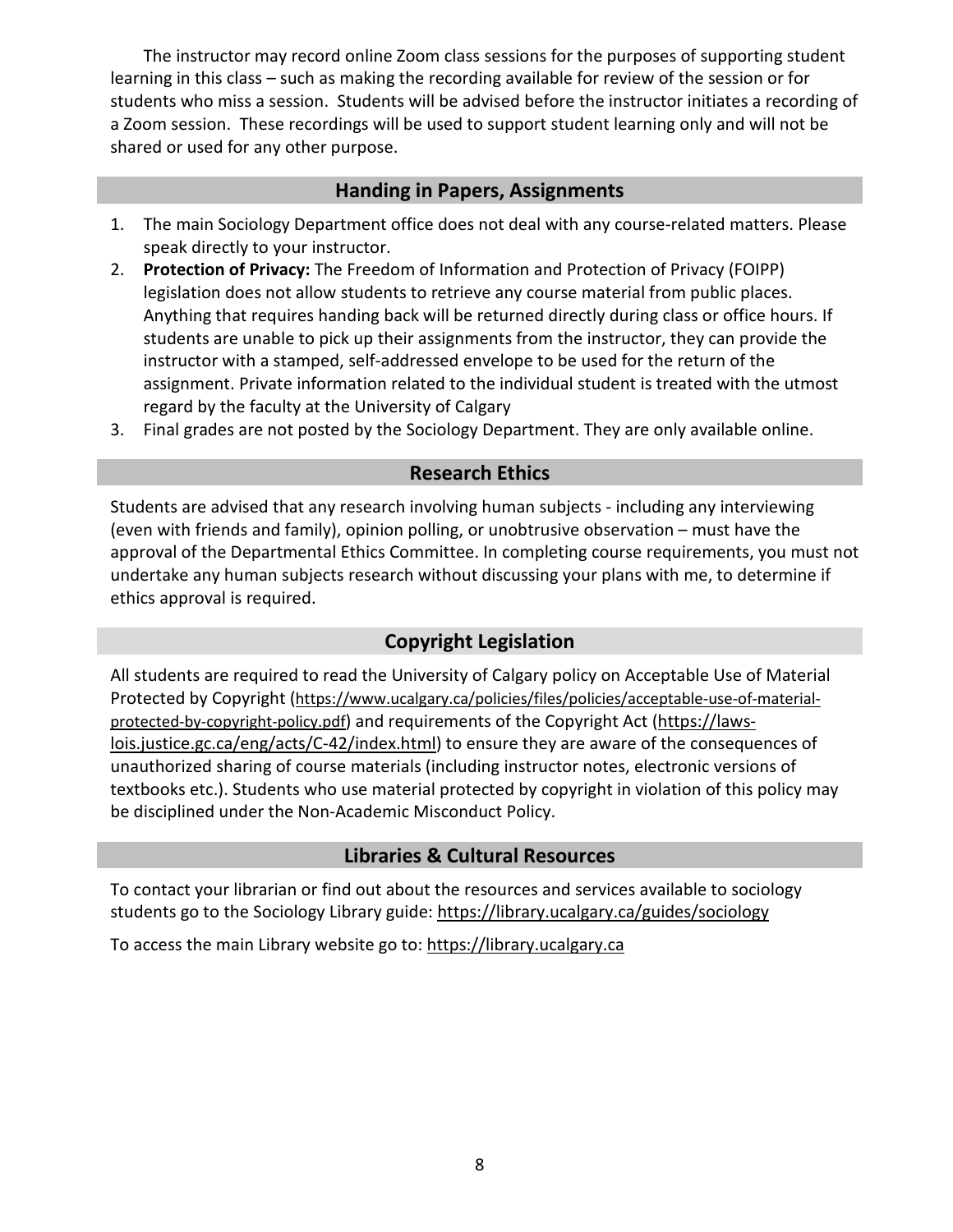The instructor may record online Zoom class sessions for the purposes of supporting student learning in this class – such as making the recording available for review of the session or for students who miss a session. Students will be advised before the instructor initiates a recording of a Zoom session. These recordings will be used to support student learning only and will not be shared or used for any other purpose.

## Handing in Papers, Assignments

1. The main Sociology Department office does not deal with any course-related matters. Please speak directly to your instructor.
2. **Protection of Privacy:** The Freedom of Information and Protection of Privacy (FOIPP) legislation does not allow students to retrieve any course material from public places. Anything that requires handing back will be returned directly during class or office hours. If students are unable to pick up their assignments from the instructor, they can provide the instructor with a stamped, self-addressed envelope to be used for the return of the assignment. Private information related to the individual student is treated with the utmost regard by the faculty at the University of Calgary
3. Final grades are not posted by the Sociology Department. They are only available online.

## Research Ethics

Students are advised that any research involving human subjects - including any interviewing (even with friends and family), opinion polling, or unobtrusive observation – must have the approval of the Departmental Ethics Committee. In completing course requirements, you must not undertake any human subjects research without discussing your plans with me, to determine if ethics approval is required.

## Copyright Legislation

All students are required to read the University of Calgary policy on Acceptable Use of Material Protected by Copyright (https://www.ucalgary.ca/policies/files/policies/acceptable-use-of-material-protected-by-copyright-policy.pdf) and requirements of the Copyright Act (https://laws-lois.justice.gc.ca/eng/acts/C-42/index.html) to ensure they are aware of the consequences of unauthorized sharing of course materials (including instructor notes, electronic versions of textbooks etc.). Students who use material protected by copyright in violation of this policy may be disciplined under the Non-Academic Misconduct Policy.

## Libraries & Cultural Resources

To contact your librarian or find out about the resources and services available to sociology students go to the Sociology Library guide: https://library.ucalgary.ca/guides/sociology

To access the main Library website go to: https://library.ucalgary.ca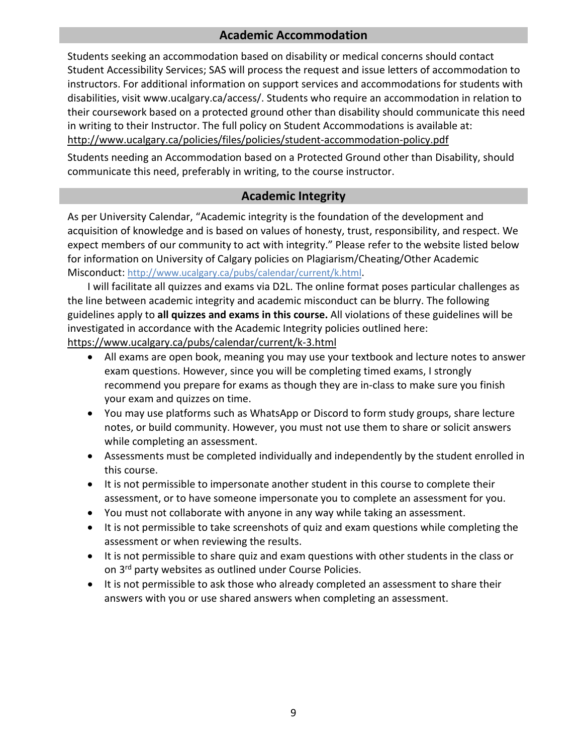## Academic Accommodation

Students seeking an accommodation based on disability or medical concerns should contact Student Accessibility Services; SAS will process the request and issue letters of accommodation to instructors. For additional information on support services and accommodations for students with disabilities, visit www.ucalgary.ca/access/. Students who require an accommodation in relation to their coursework based on a protected ground other than disability should communicate this need in writing to their Instructor. The full policy on Student Accommodations is available at: http://www.ucalgary.ca/policies/files/policies/student-accommodation-policy.pdf

Students needing an Accommodation based on a Protected Ground other than Disability, should communicate this need, preferably in writing, to the course instructor.

## Academic Integrity

As per University Calendar, "Academic integrity is the foundation of the development and acquisition of knowledge and is based on values of honesty, trust, responsibility, and respect. We expect members of our community to act with integrity." Please refer to the website listed below for information on University of Calgary policies on Plagiarism/Cheating/Other Academic Misconduct: http://www.ucalgary.ca/pubs/calendar/current/k.html.

I will facilitate all quizzes and exams via D2L. The online format poses particular challenges as the line between academic integrity and academic misconduct can be blurry. The following guidelines apply to **all quizzes and exams in this course.** All violations of these guidelines will be investigated in accordance with the Academic Integrity policies outlined here: https://www.ucalgary.ca/pubs/calendar/current/k-3.html

- All exams are open book, meaning you may use your textbook and lecture notes to answer exam questions. However, since you will be completing timed exams, I strongly recommend you prepare for exams as though they are in-class to make sure you finish your exam and quizzes on time.
- You may use platforms such as WhatsApp or Discord to form study groups, share lecture notes, or build community. However, you must not use them to share or solicit answers while completing an assessment.
- Assessments must be completed individually and independently by the student enrolled in this course.
- It is not permissible to impersonate another student in this course to complete their assessment, or to have someone impersonate you to complete an assessment for you.
- You must not collaborate with anyone in any way while taking an assessment.
- It is not permissible to take screenshots of quiz and exam questions while completing the assessment or when reviewing the results.
- It is not permissible to share quiz and exam questions with other students in the class or on 3rd party websites as outlined under Course Policies.
- It is not permissible to ask those who already completed an assessment to share their answers with you or use shared answers when completing an assessment.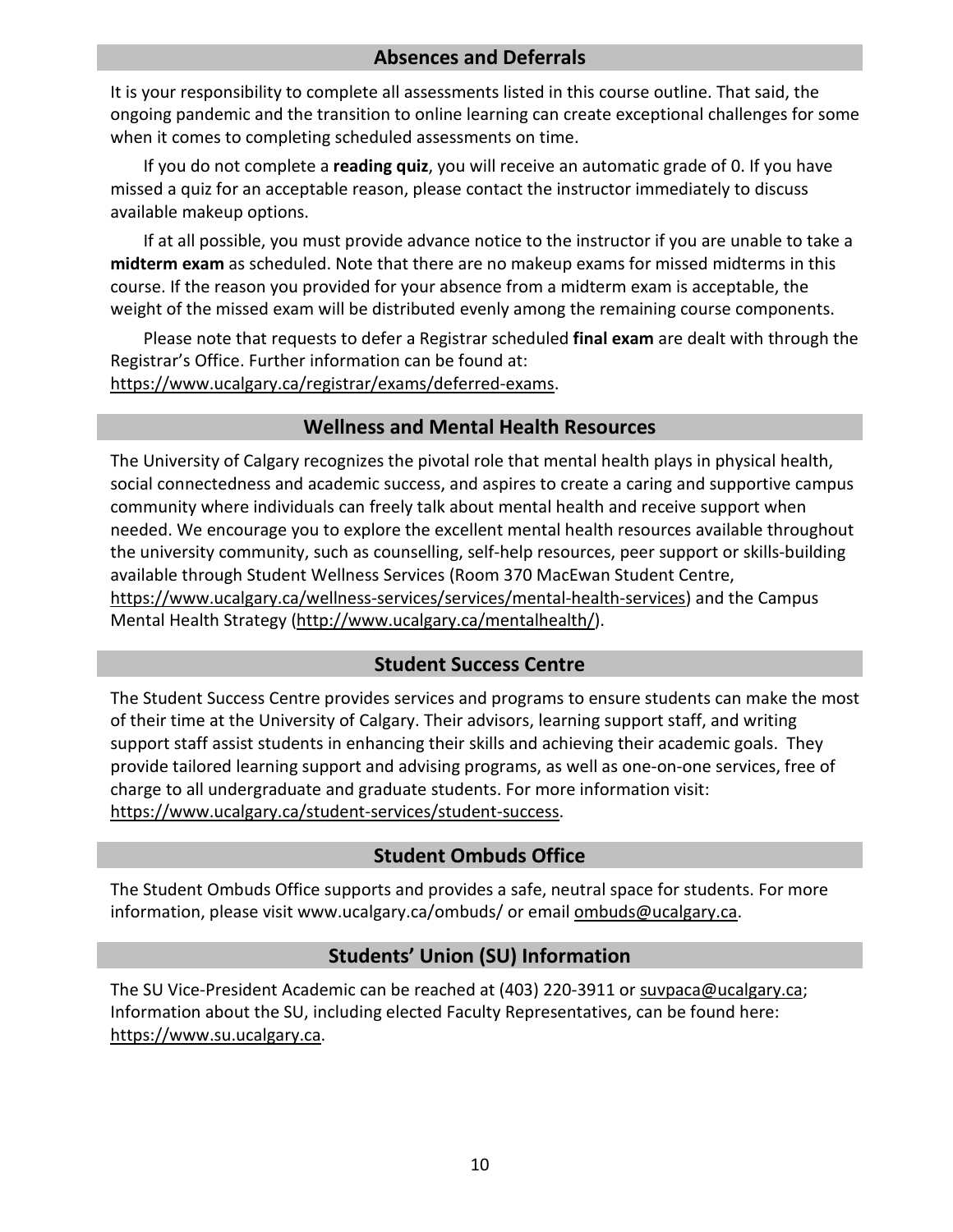## Absences and Deferrals

It is your responsibility to complete all assessments listed in this course outline. That said, the ongoing pandemic and the transition to online learning can create exceptional challenges for some when it comes to completing scheduled assessments on time.

If you do not complete a **reading quiz**, you will receive an automatic grade of 0. If you have missed a quiz for an acceptable reason, please contact the instructor immediately to discuss available makeup options.

If at all possible, you must provide advance notice to the instructor if you are unable to take a **midterm exam** as scheduled. Note that there are no makeup exams for missed midterms in this course. If the reason you provided for your absence from a midterm exam is acceptable, the weight of the missed exam will be distributed evenly among the remaining course components.

Please note that requests to defer a Registrar scheduled **final exam** are dealt with through the Registrar's Office. Further information can be found at: https://www.ucalgary.ca/registrar/exams/deferred-exams.

## Wellness and Mental Health Resources

The University of Calgary recognizes the pivotal role that mental health plays in physical health, social connectedness and academic success, and aspires to create a caring and supportive campus community where individuals can freely talk about mental health and receive support when needed. We encourage you to explore the excellent mental health resources available throughout the university community, such as counselling, self-help resources, peer support or skills-building available through Student Wellness Services (Room 370 MacEwan Student Centre, https://www.ucalgary.ca/wellness-services/services/mental-health-services) and the Campus Mental Health Strategy (http://www.ucalgary.ca/mentalhealth/).

## Student Success Centre

The Student Success Centre provides services and programs to ensure students can make the most of their time at the University of Calgary. Their advisors, learning support staff, and writing support staff assist students in enhancing their skills and achieving their academic goals. They provide tailored learning support and advising programs, as well as one-on-one services, free of charge to all undergraduate and graduate students. For more information visit: https://www.ucalgary.ca/student-services/student-success.

## Student Ombuds Office

The Student Ombuds Office supports and provides a safe, neutral space for students. For more information, please visit www.ucalgary.ca/ombuds/ or email ombuds@ucalgary.ca.

## Students' Union (SU) Information

The SU Vice-President Academic can be reached at (403) 220-3911 or suvpaca@ucalgary.ca; Information about the SU, including elected Faculty Representatives, can be found here: https://www.su.ucalgary.ca.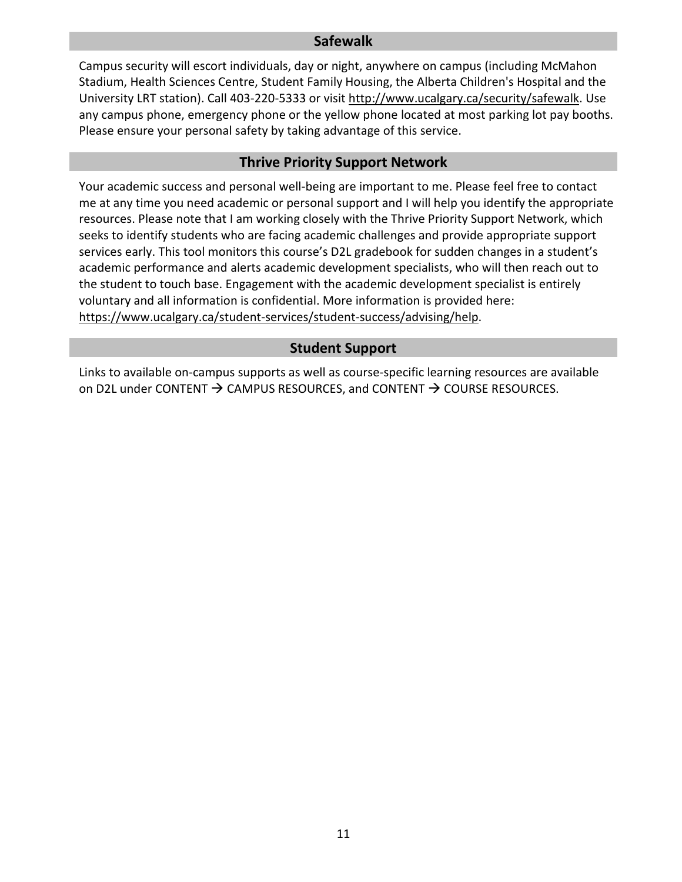## Safewalk

Campus security will escort individuals, day or night, anywhere on campus (including McMahon Stadium, Health Sciences Centre, Student Family Housing, the Alberta Children's Hospital and the University LRT station). Call 403-220-5333 or visit http://www.ucalgary.ca/security/safewalk. Use any campus phone, emergency phone or the yellow phone located at most parking lot pay booths. Please ensure your personal safety by taking advantage of this service.

## Thrive Priority Support Network

Your academic success and personal well-being are important to me. Please feel free to contact me at any time you need academic or personal support and I will help you identify the appropriate resources. Please note that I am working closely with the Thrive Priority Support Network, which seeks to identify students who are facing academic challenges and provide appropriate support services early. This tool monitors this course's D2L gradebook for sudden changes in a student's academic performance and alerts academic development specialists, who will then reach out to the student to touch base. Engagement with the academic development specialist is entirely voluntary and all information is confidential. More information is provided here: https://www.ucalgary.ca/student-services/student-success/advising/help.

## Student Support

Links to available on-campus supports as well as course-specific learning resources are available on D2L under CONTENT → CAMPUS RESOURCES, and CONTENT → COURSE RESOURCES.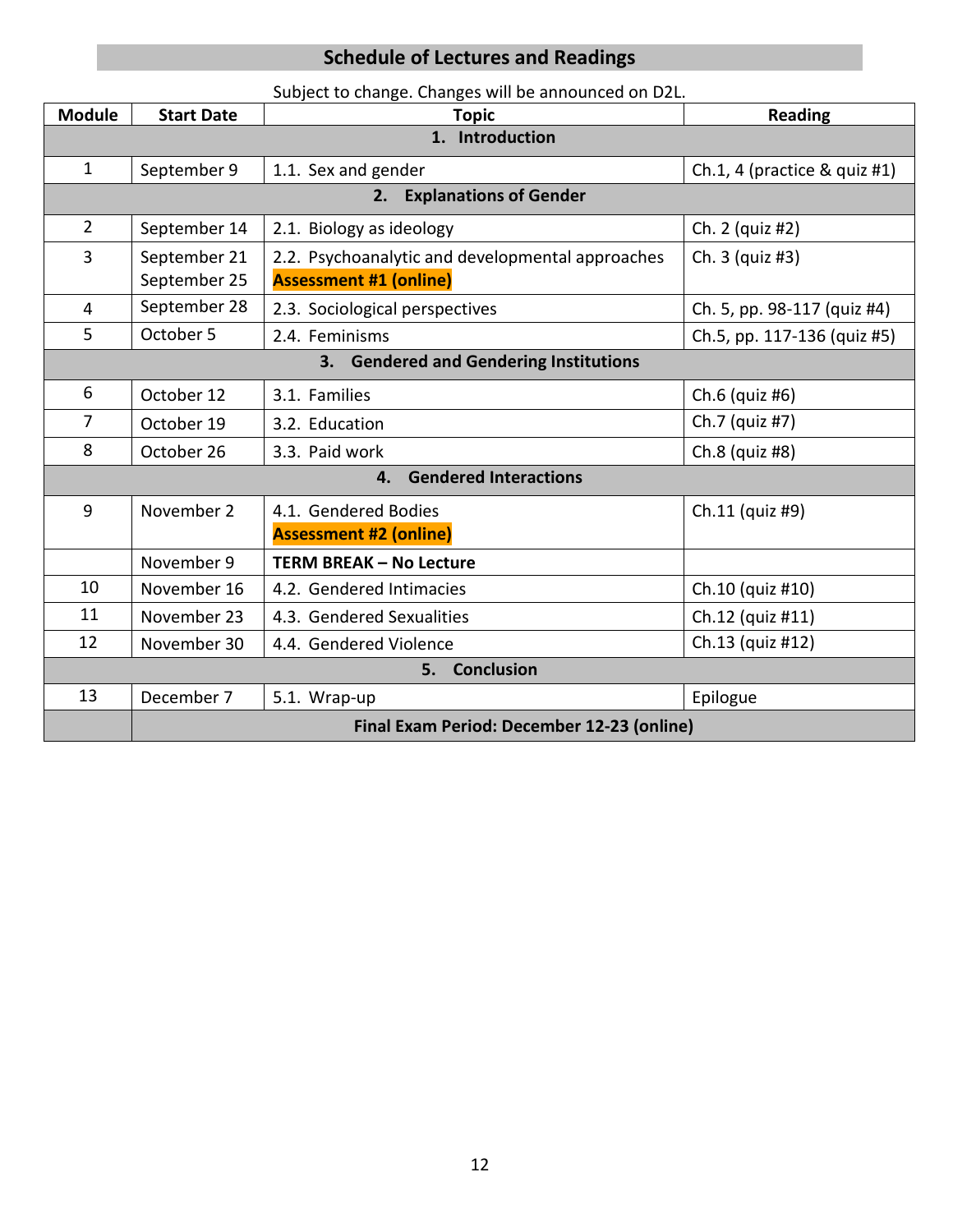## Schedule of Lectures and Readings

Subject to change. Changes will be announced on D2L.

| Module | Start Date | Topic | Reading |
|---|---|---|---|
| | | **1. Introduction** | |
| 1 | September 9 | 1.1. Sex and gender | Ch.1, 4 (practice & quiz #1) |
| | | **2. Explanations of Gender** | |
| 2 | September 14 | 2.1. Biology as ideology | Ch. 2 (quiz #2) |
| 3 | September 21<br>September 25 | 2.2. Psychoanalytic and developmental approaches<br>**Assessment #1 (online)** | Ch. 3 (quiz #3) |
| 4 | September 28 | 2.3. Sociological perspectives | Ch. 5, pp. 98-117 (quiz #4) |
| 5 | October 5 | 2.4. Feminisms | Ch.5, pp. 117-136 (quiz #5) |
| | | **3. Gendered and Gendering Institutions** | |
| 6 | October 12 | 3.1. Families | Ch.6 (quiz #6) |
| 7 | October 19 | 3.2. Education | Ch.7 (quiz #7) |
| 8 | October 26 | 3.3. Paid work | Ch.8 (quiz #8) |
| | | **4. Gendered Interactions** | |
| 9 | November 2 | 4.1. Gendered Bodies<br>**Assessment #2 (online)** | Ch.11 (quiz #9) |
| | November 9 | **TERM BREAK – No Lecture** | |
| 10 | November 16 | 4.2. Gendered Intimacies | Ch.10 (quiz #10) |
| 11 | November 23 | 4.3. Gendered Sexualities | Ch.12 (quiz #11) |
| 12 | November 30 | 4.4. Gendered Violence | Ch.13 (quiz #12) |
| | | **5. Conclusion** | |
| 13 | December 7 | 5.1. Wrap-up | Epilogue |
| | | **Final Exam Period: December 12-23 (online)** | |